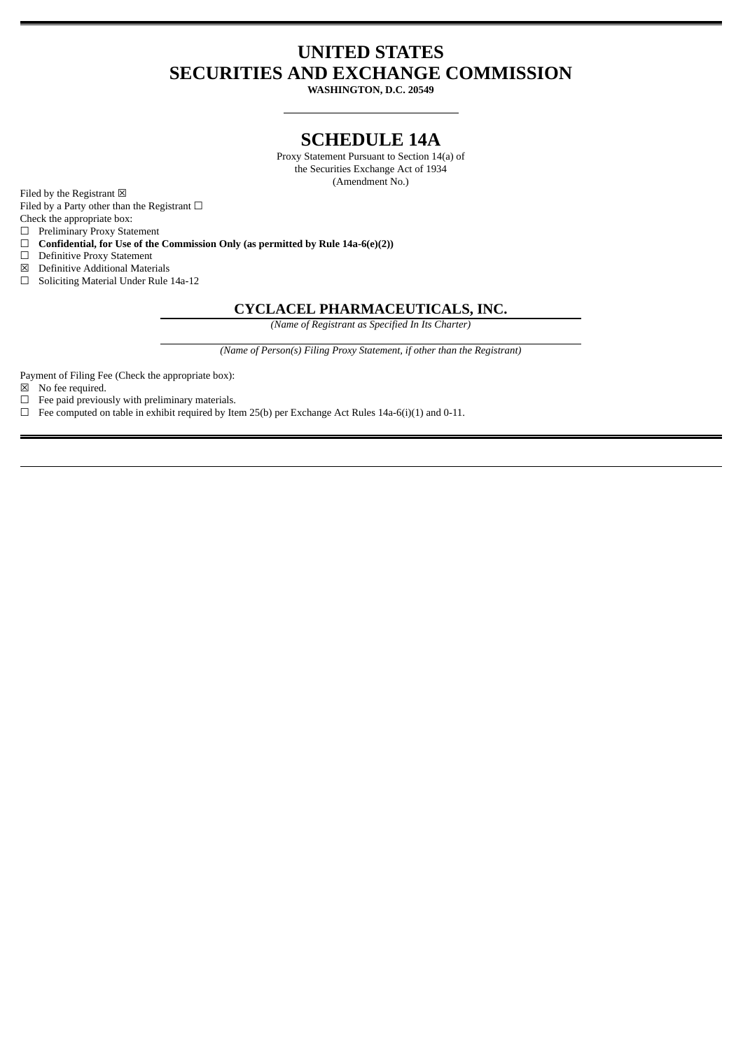# UNITED STATES
# SECURITIES AND EXCHANGE COMMISSION

**WASHINGTON, D.C. 20549**

---

# SCHEDULE 14A

Proxy Statement Pursuant to Section 14(a) of
the Securities Exchange Act of 1934
(Amendment No.)

Filed by the Registrant ☒

Filed by a Party other than the Registrant ☐

Check the appropriate box:

☐ Preliminary Proxy Statement

☐ **Confidential, for Use of the Commission Only (as permitted by Rule 14a-6(e)(2))**

☐ Definitive Proxy Statement

☒ Definitive Additional Materials

☐ Soliciting Material Under Rule 14a-12

## CYCLACEL PHARMACEUTICALS, INC.

*(Name of Registrant as Specified In Its Charter)*

*(Name of Person(s) Filing Proxy Statement, if other than the Registrant)*

Payment of Filing Fee (Check the appropriate box):

☒ No fee required.

☐ Fee paid previously with preliminary materials.

☐ Fee computed on table in exhibit required by Item 25(b) per Exchange Act Rules 14a-6(i)(1) and 0-11.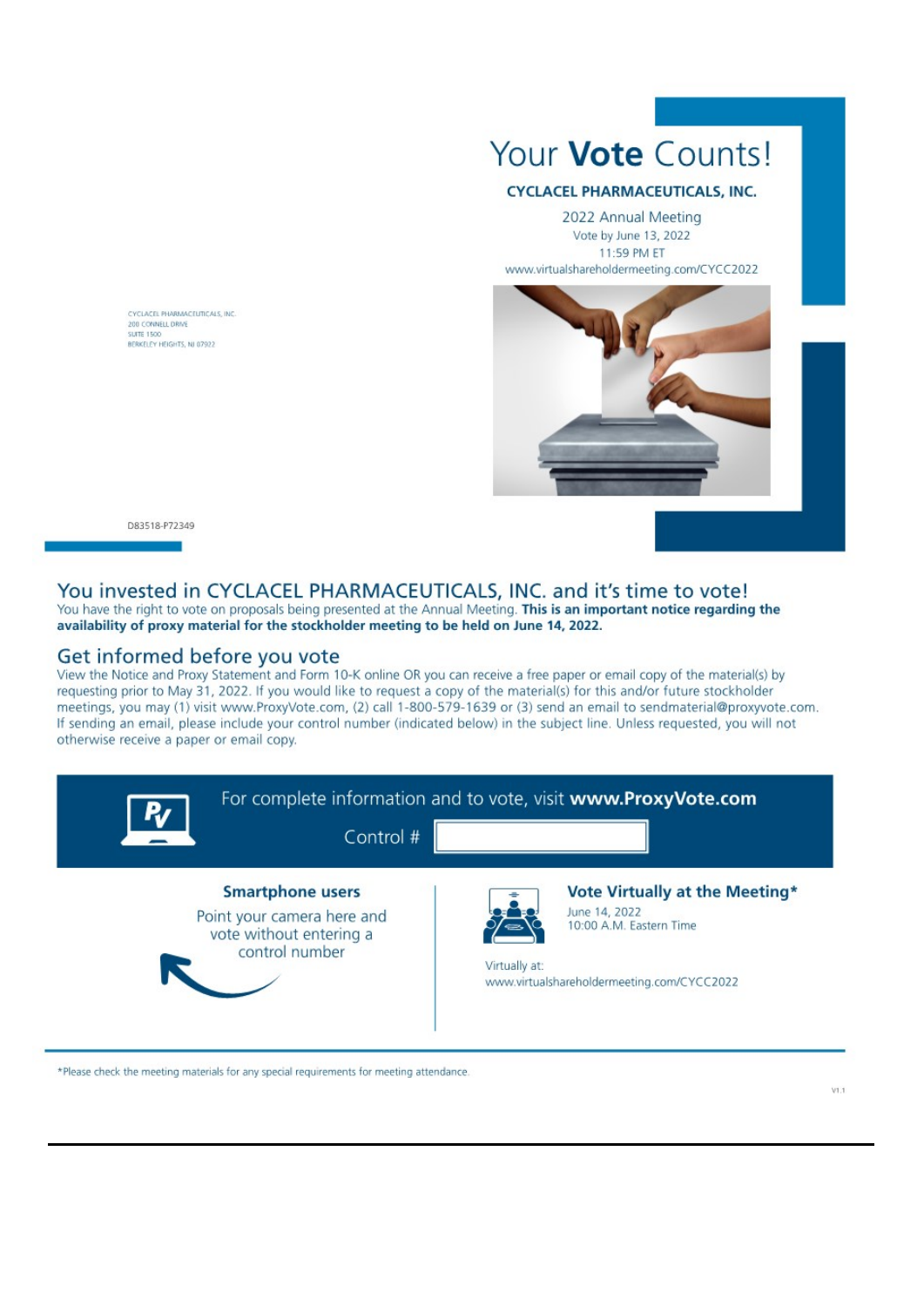# Your **Vote** Counts!

**CYCLACEL PHARMACEUTICALS, INC.**

2022 Annual Meeting
Vote by June 13, 2022
11:59 PM ET
www.virtualshareholdermeeting.com/CYCC2022

CYCLACEL PHARMACEUTICALS, INC.
200 CONNELL DRIVE
SUITE 1500
BERKELEY HEIGHTS, NJ 07922

D83518-P72349

## You invested in CYCLACEL PHARMACEUTICALS, INC. and it's time to vote!

You have the right to vote on proposals being presented at the Annual Meeting. **This is an important notice regarding the availability of proxy material for the stockholder meeting to be held on June 14, 2022.**

## Get informed before you vote

View the Notice and Proxy Statement and Form 10-K online OR you can receive a free paper or email copy of the material(s) by requesting prior to May 31, 2022. If you would like to request a copy of the material(s) for this and/or future stockholder meetings, you may (1) visit www.ProxyVote.com, (2) call 1-800-579-1639 or (3) send an email to sendmaterial@proxyvote.com. If sending an email, please include your control number (indicated below) in the subject line. Unless requested, you will not otherwise receive a paper or email copy.

For complete information and to vote, visit **www.ProxyVote.com**

Control #

### Smartphone users

Point your camera here and vote without entering a control number

### Vote Virtually at the Meeting*

June 14, 2022
10:00 A.M. Eastern Time

Virtually at:
www.virtualshareholdermeeting.com/CYCC2022

*Please check the meeting materials for any special requirements for meeting attendance.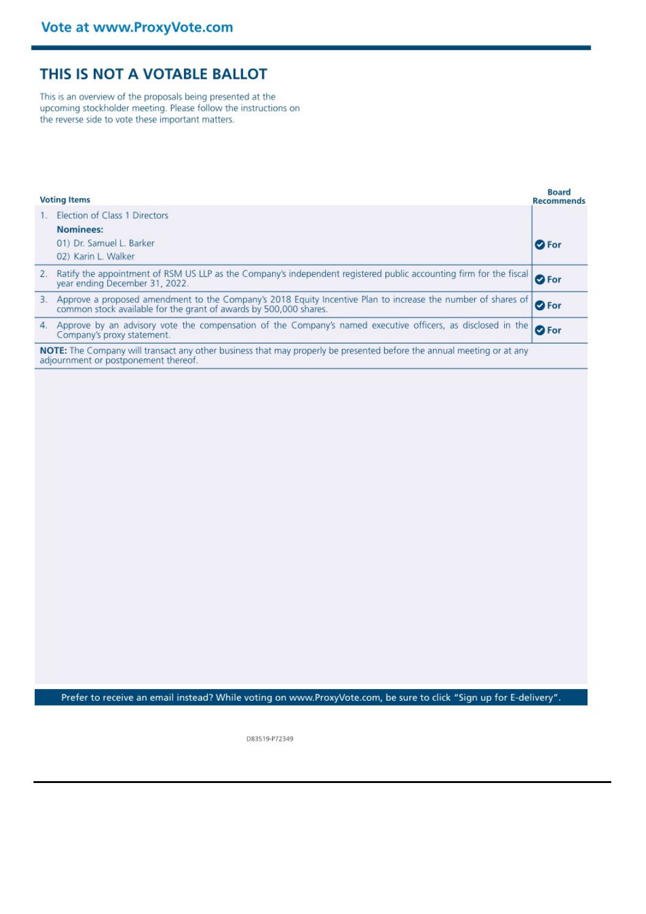Vote at www.ProxyVote.com

# THIS IS NOT A VOTABLE BALLOT

This is an overview of the proposals being presented at the upcoming stockholder meeting. Please follow the instructions on the reverse side to vote these important matters.

| Voting Items | Board Recommends |
|---|---|
| 1. Election of Class 1 Directors<br>**Nominees:**<br>01) Dr. Samuel L. Barker<br>02) Karin L. Walker | For |
| 2. Ratify the appointment of RSM US LLP as the Company's independent registered public accounting firm for the fiscal year ending December 31, 2022. | For |
| 3. Approve a proposed amendment to the Company's 2018 Equity Incentive Plan to increase the number of shares of common stock available for the grant of awards by 500,000 shares. | For |
| 4. Approve by an advisory vote the compensation of the Company's named executive officers, as disclosed in the Company's proxy statement. | For |

**NOTE:** The Company will transact any other business that may properly be presented before the annual meeting or at any adjournment or postponement thereof.

Prefer to receive an email instead? While voting on www.ProxyVote.com, be sure to click "Sign up for E-delivery".

D83519-P72349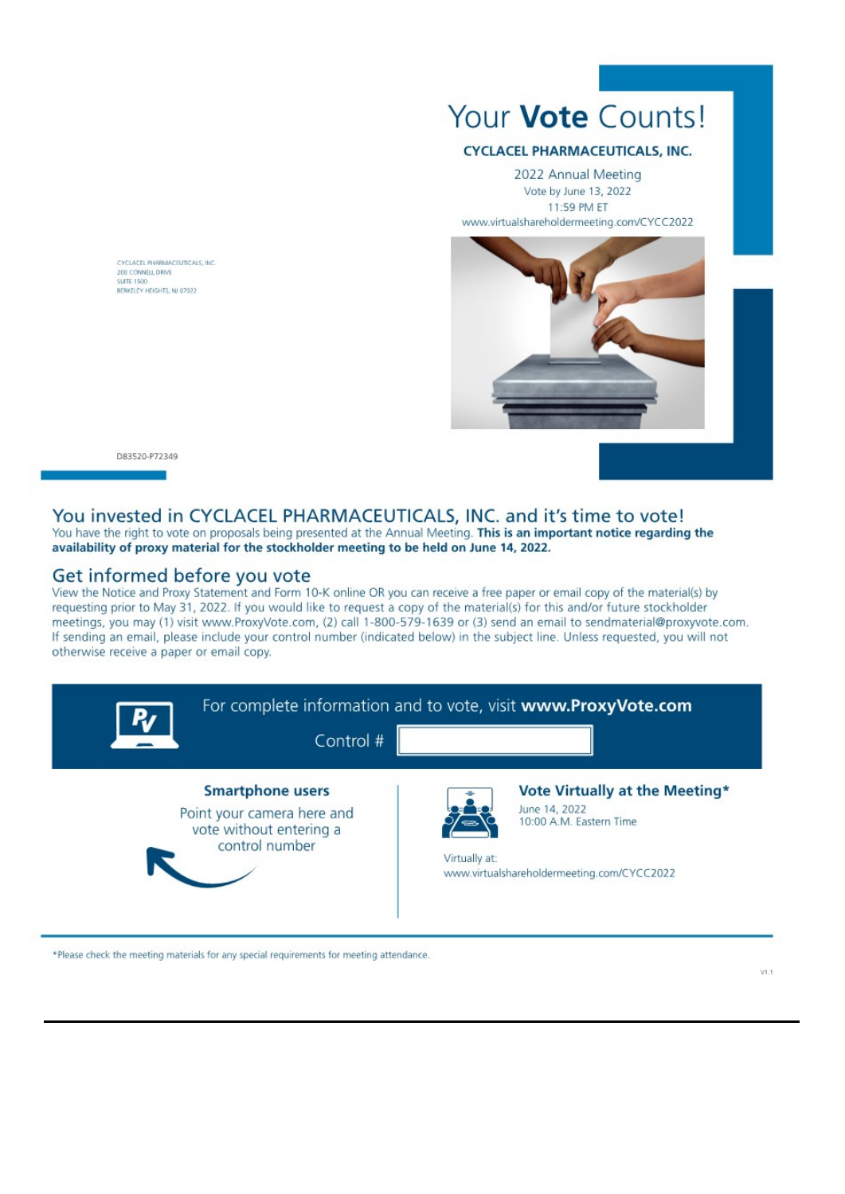# Your **Vote** Counts!

**CYCLACEL PHARMACEUTICALS, INC.**

2022 Annual Meeting
Vote by June 13, 2022
11:59 PM ET
www.virtualshareholdermeeting.com/CYCC2022

CYCLACEL PHARMACEUTICALS, INC.
200 CONNELL DRIVE
SUITE 1500
BERKELEY HEIGHTS, NJ 07922

D83520-P72349

## You invested in CYCLACEL PHARMACEUTICALS, INC. and it's time to vote!

You have the right to vote on proposals being presented at the Annual Meeting. **This is an important notice regarding the availability of proxy material for the stockholder meeting to be held on June 14, 2022.**

## Get informed before you vote

View the Notice and Proxy Statement and Form 10-K online OR you can receive a free paper or email copy of the material(s) by requesting prior to May 31, 2022. If you would like to request a copy of the material(s) for this and/or future stockholder meetings, you may (1) visit www.ProxyVote.com, (2) call 1-800-579-1639 or (3) send an email to sendmaterial@proxyvote.com. If sending an email, please include your control number (indicated below) in the subject line. Unless requested, you will not otherwise receive a paper or email copy.

For complete information and to vote, visit **www.ProxyVote.com**

Control #

**Smartphone users**

Point your camera here and vote without entering a control number

**Vote Virtually at the Meeting***

June 14, 2022
10:00 A.M. Eastern Time

Virtually at:
www.virtualshareholdermeeting.com/CYCC2022

*Please check the meeting materials for any special requirements for meeting attendance.

V1.1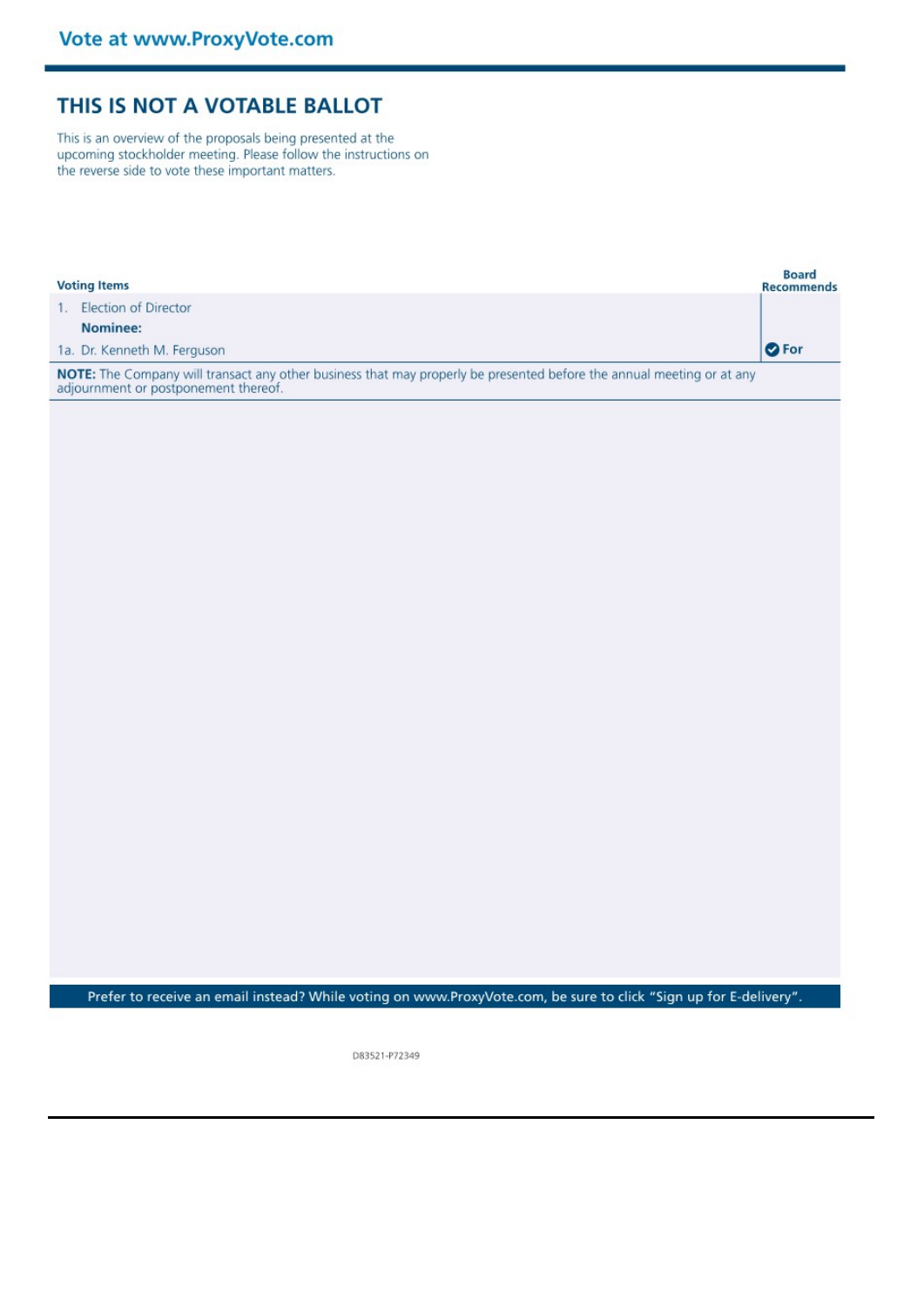Vote at www.ProxyVote.com

# THIS IS NOT A VOTABLE BALLOT

This is an overview of the proposals being presented at the upcoming stockholder meeting. Please follow the instructions on the reverse side to vote these important matters.

| Voting Items | Board Recommends |
|---|---|
| 1. Election of Director | |
| **Nominee:** | |
| 1a. Dr. Kenneth M. Ferguson | For |

**NOTE:** The Company will transact any other business that may properly be presented before the annual meeting or at any adjournment or postponement thereof.

Prefer to receive an email instead? While voting on www.ProxyVote.com, be sure to click "Sign up for E-delivery".

D83521-P72349